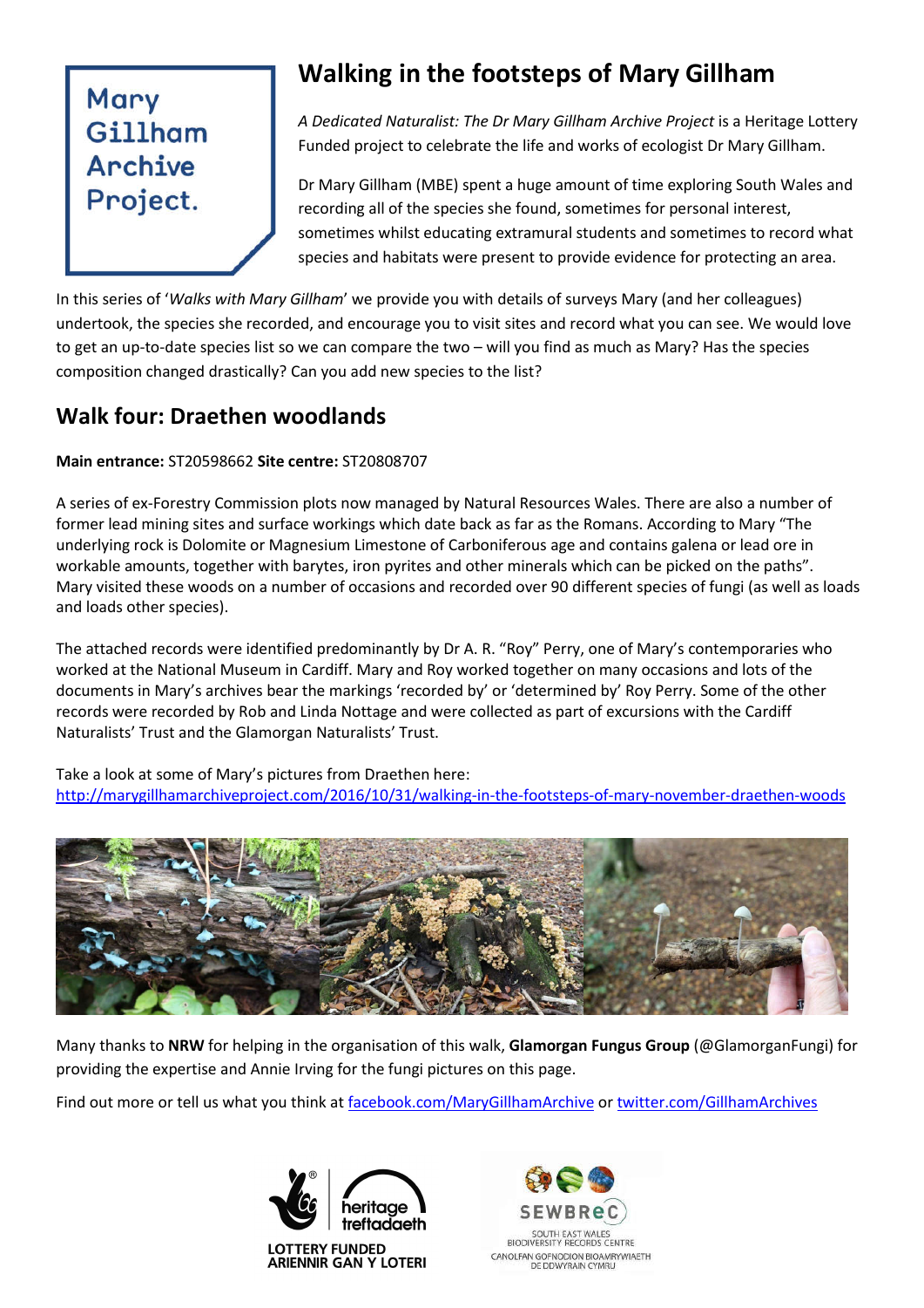Mary Gillham Archive Project.

# Walking in the footsteps of Mary Gillham

*A Dedicated Naturalist: The Dr Mary Gillham Archive Project* is a Heritage Lottery Funded project to celebrate the life and works of ecologist Dr Mary Gillham.

Dr Mary Gillham (MBE) spent a huge amount of time exploring South Wales and recording all of the species she found, sometimes for personal interest, sometimes whilst educating extramural students and sometimes to record what species and habitats were present to provide evidence for protecting an area.

In this series of '*Walks with Mary Gillham*' we provide you with details of surveys Mary (and her colleagues) undertook, the species she recorded, and encourage you to visit sites and record what you can see. We would love to get an up-to-date species list so we can compare the two – will you find as much as Mary? Has the species composition changed drastically? Can you add new species to the list?

## Walk four: Draethen woodlands

**Main entrance:** ST20598662 **Site centre:** ST20808707

A series of ex-Forestry Commission plots now managed by Natural Resources Wales. There are also a number of former lead mining sites and surface workings which date back as far as the Romans. According to Mary "The underlying rock is Dolomite or Magnesium Limestone of Carboniferous age and contains galena or lead ore in workable amounts, together with barytes, iron pyrites and other minerals which can be picked on the paths". Mary visited these woods on a number of occasions and recorded over 90 different species of fungi (as well as loads and loads other species).

The attached records were identified predominantly by Dr A. R. "Roy" Perry, one of Mary's contemporaries who worked at the National Museum in Cardiff. Mary and Roy worked together on many occasions and lots of the documents in Mary's archives bear the markings 'recorded by' or 'determined by' Roy Perry. Some of the other records were recorded by Rob and Linda Nottage and were collected as part of excursions with the Cardiff Naturalists' Trust and the Glamorgan Naturalists' Trust.

Take a look at some of Mary's pictures from Draethen here:
http://marygillhamarchiveproject.com/2016/10/31/walking-in-the-footsteps-of-mary-november-draethen-woods

Many thanks to **NRW** for helping in the organisation of this walk, **Glamorgan Fungus Group** (@GlamorganFungi) for providing the expertise and Annie Irving for the fungi pictures on this page.

Find out more or tell us what you think at facebook.com/MaryGillhamArchive or twitter.com/GillhamArchives

heritage treftadaeth LOTTERY FUNDED ARIENNIR GAN Y LOTERI

SEWBReC SOUTH EAST WALES BIODIVERSITY RECORDS CENTRE CANOLFAN GOFNODION BIOAMRYWIAETH DE DDWYRAIN CYMRU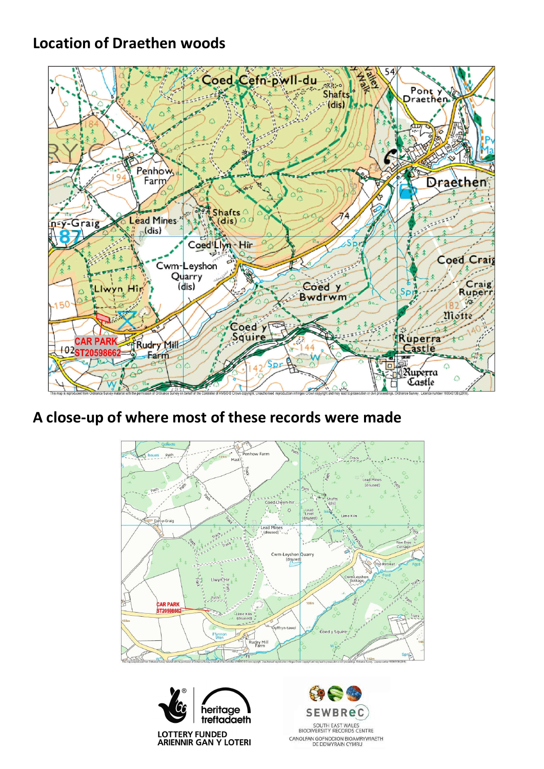## Location of Draethen woods

## A close-up of where most of these records were made

LOTTERY FUNDED
ARIENNIR GAN Y LOTERI

SEWBReC
SOUTH EAST WALES BIODIVERSITY RECORDS CENTRE
CANOLFAN GOFNODION BIOAMRYWIAETH DE DDWYRAIN CYMRU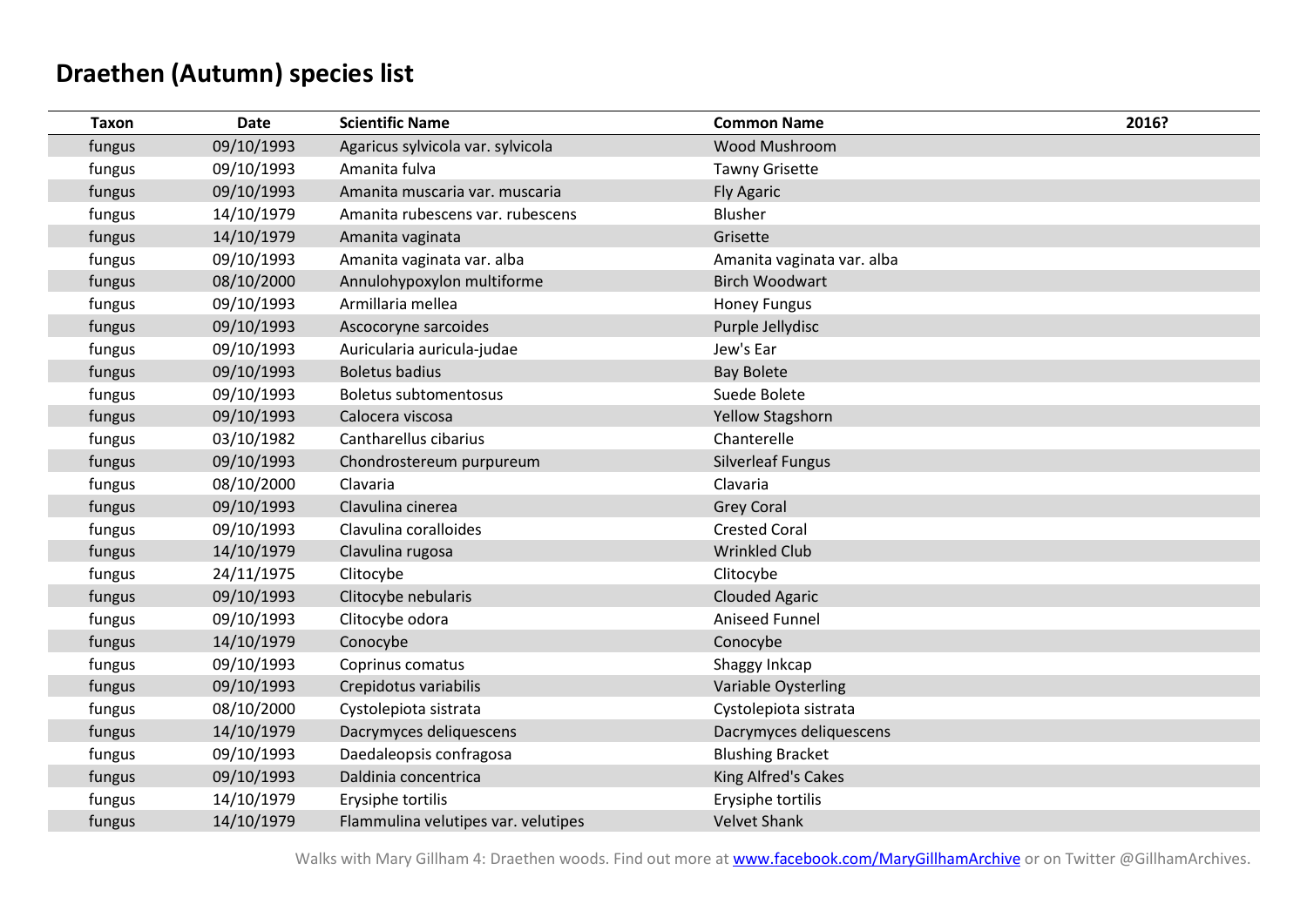# Draethen (Autumn) species list

| Taxon | Date | Scientific Name | Common Name | 2016? |
|---|---|---|---|---|
| fungus | 09/10/1993 | Agaricus sylvicola var. sylvicola | Wood Mushroom | |
| fungus | 09/10/1993 | Amanita fulva | Tawny Grisette | |
| fungus | 09/10/1993 | Amanita muscaria var. muscaria | Fly Agaric | |
| fungus | 14/10/1979 | Amanita rubescens var. rubescens | Blusher | |
| fungus | 14/10/1979 | Amanita vaginata | Grisette | |
| fungus | 09/10/1993 | Amanita vaginata var. alba | Amanita vaginata var. alba | |
| fungus | 08/10/2000 | Annulohypoxylon multiforme | Birch Woodwart | |
| fungus | 09/10/1993 | Armillaria mellea | Honey Fungus | |
| fungus | 09/10/1993 | Ascocoryne sarcoides | Purple Jellydisc | |
| fungus | 09/10/1993 | Auricularia auricula-judae | Jew's Ear | |
| fungus | 09/10/1993 | Boletus badius | Bay Bolete | |
| fungus | 09/10/1993 | Boletus subtomentosus | Suede Bolete | |
| fungus | 09/10/1993 | Calocera viscosa | Yellow Stagshorn | |
| fungus | 03/10/1982 | Cantharellus cibarius | Chanterelle | |
| fungus | 09/10/1993 | Chondrostereum purpureum | Silverleaf Fungus | |
| fungus | 08/10/2000 | Clavaria | Clavaria | |
| fungus | 09/10/1993 | Clavulina cinerea | Grey Coral | |
| fungus | 09/10/1993 | Clavulina coralloides | Crested Coral | |
| fungus | 14/10/1979 | Clavulina rugosa | Wrinkled Club | |
| fungus | 24/11/1975 | Clitocybe | Clitocybe | |
| fungus | 09/10/1993 | Clitocybe nebularis | Clouded Agaric | |
| fungus | 09/10/1993 | Clitocybe odora | Aniseed Funnel | |
| fungus | 14/10/1979 | Conocybe | Conocybe | |
| fungus | 09/10/1993 | Coprinus comatus | Shaggy Inkcap | |
| fungus | 09/10/1993 | Crepidotus variabilis | Variable Oysterling | |
| fungus | 08/10/2000 | Cystolepiota sistrata | Cystolepiota sistrata | |
| fungus | 14/10/1979 | Dacrymyces deliquescens | Dacrymyces deliquescens | |
| fungus | 09/10/1993 | Daedaleopsis confragosa | Blushing Bracket | |
| fungus | 09/10/1993 | Daldinia concentrica | King Alfred's Cakes | |
| fungus | 14/10/1979 | Erysiphe tortilis | Erysiphe tortilis | |
| fungus | 14/10/1979 | Flammulina velutipes var. velutipes | Velvet Shank | |

Walks with Mary Gillham 4: Draethen woods. Find out more at [www.facebook.com/MaryGillhamArchive](www.facebook.com/MaryGillhamArchive) or on Twitter @GillhamArchives.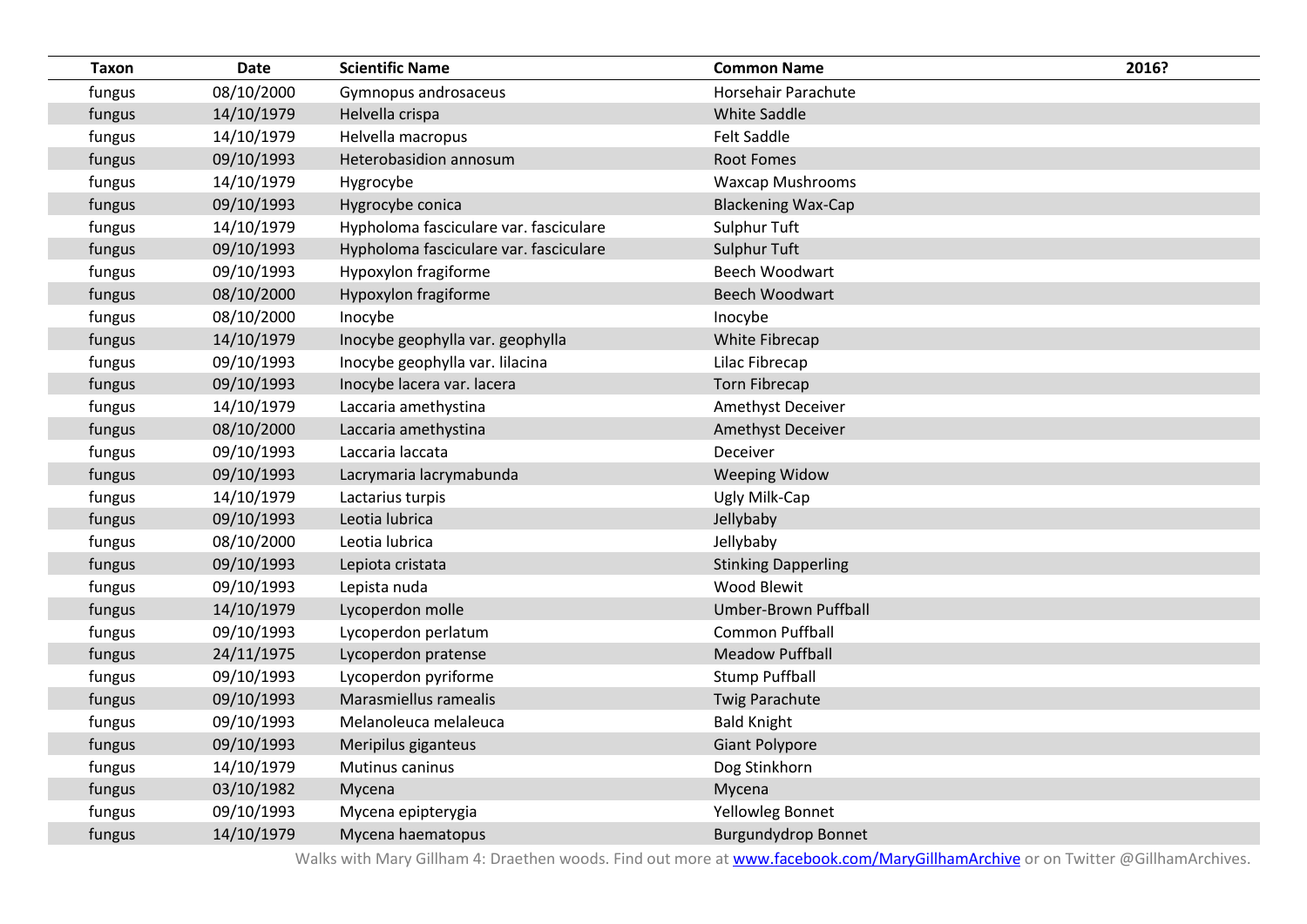| Taxon | Date | Scientific Name | Common Name | 2016? |
|---|---|---|---|---|
| fungus | 08/10/2000 | Gymnopus androsaceus | Horsehair Parachute | |
| fungus | 14/10/1979 | Helvella crispa | White Saddle | |
| fungus | 14/10/1979 | Helvella macropus | Felt Saddle | |
| fungus | 09/10/1993 | Heterobasidion annosum | Root Fomes | |
| fungus | 14/10/1979 | Hygrocybe | Waxcap Mushrooms | |
| fungus | 09/10/1993 | Hygrocybe conica | Blackening Wax-Cap | |
| fungus | 14/10/1979 | Hypholoma fasciculare var. fasciculare | Sulphur Tuft | |
| fungus | 09/10/1993 | Hypholoma fasciculare var. fasciculare | Sulphur Tuft | |
| fungus | 09/10/1993 | Hypoxylon fragiforme | Beech Woodwart | |
| fungus | 08/10/2000 | Hypoxylon fragiforme | Beech Woodwart | |
| fungus | 08/10/2000 | Inocybe | Inocybe | |
| fungus | 14/10/1979 | Inocybe geophylla var. geophylla | White Fibrecap | |
| fungus | 09/10/1993 | Inocybe geophylla var. lilacina | Lilac Fibrecap | |
| fungus | 09/10/1993 | Inocybe lacera var. lacera | Torn Fibrecap | |
| fungus | 14/10/1979 | Laccaria amethystina | Amethyst Deceiver | |
| fungus | 08/10/2000 | Laccaria amethystina | Amethyst Deceiver | |
| fungus | 09/10/1993 | Laccaria laccata | Deceiver | |
| fungus | 09/10/1993 | Lacrymaria lacrymabunda | Weeping Widow | |
| fungus | 14/10/1979 | Lactarius turpis | Ugly Milk-Cap | |
| fungus | 09/10/1993 | Leotia lubrica | Jellybaby | |
| fungus | 08/10/2000 | Leotia lubrica | Jellybaby | |
| fungus | 09/10/1993 | Lepiota cristata | Stinking Dapperling | |
| fungus | 09/10/1993 | Lepista nuda | Wood Blewit | |
| fungus | 14/10/1979 | Lycoperdon molle | Umber-Brown Puffball | |
| fungus | 09/10/1993 | Lycoperdon perlatum | Common Puffball | |
| fungus | 24/11/1975 | Lycoperdon pratense | Meadow Puffball | |
| fungus | 09/10/1993 | Lycoperdon pyriforme | Stump Puffball | |
| fungus | 09/10/1993 | Marasmiellus ramealis | Twig Parachute | |
| fungus | 09/10/1993 | Melanoleuca melaleuca | Bald Knight | |
| fungus | 09/10/1993 | Meripilus giganteus | Giant Polypore | |
| fungus | 14/10/1979 | Mutinus caninus | Dog Stinkhorn | |
| fungus | 03/10/1982 | Mycena | Mycena | |
| fungus | 09/10/1993 | Mycena epipterygia | Yellowleg Bonnet | |
| fungus | 14/10/1979 | Mycena haematopus | Burgundydrop Bonnet | |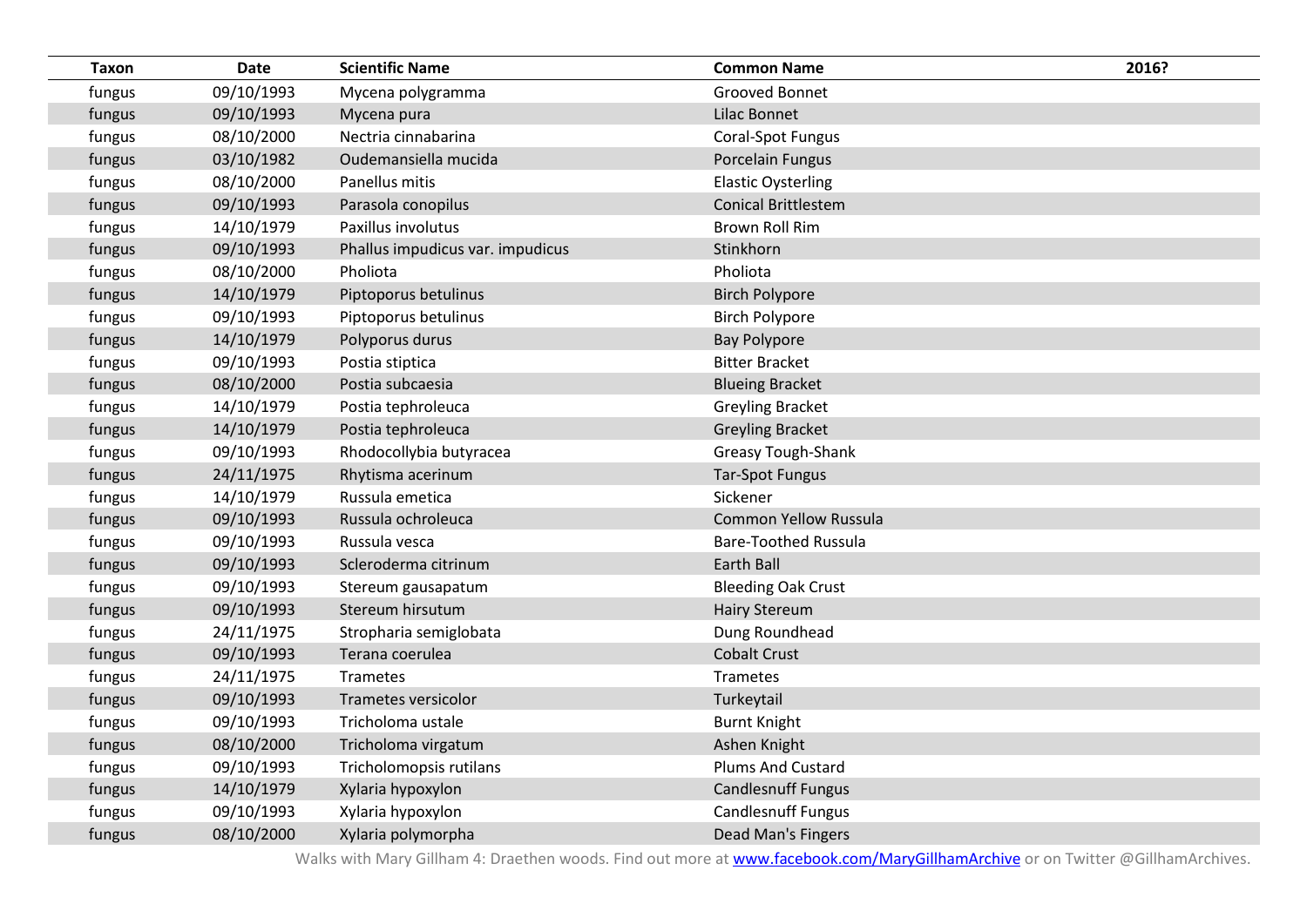| Taxon | Date | Scientific Name | Common Name | 2016? |
|---|---|---|---|---|
| fungus | 09/10/1993 | Mycena polygramma | Grooved Bonnet | |
| fungus | 09/10/1993 | Mycena pura | Lilac Bonnet | |
| fungus | 08/10/2000 | Nectria cinnabarina | Coral-Spot Fungus | |
| fungus | 03/10/1982 | Oudemansiella mucida | Porcelain Fungus | |
| fungus | 08/10/2000 | Panellus mitis | Elastic Oysterling | |
| fungus | 09/10/1993 | Parasola conopilus | Conical Brittlestem | |
| fungus | 14/10/1979 | Paxillus involutus | Brown Roll Rim | |
| fungus | 09/10/1993 | Phallus impudicus var. impudicus | Stinkhorn | |
| fungus | 08/10/2000 | Pholiota | Pholiota | |
| fungus | 14/10/1979 | Piptoporus betulinus | Birch Polypore | |
| fungus | 09/10/1993 | Piptoporus betulinus | Birch Polypore | |
| fungus | 14/10/1979 | Polyporus durus | Bay Polypore | |
| fungus | 09/10/1993 | Postia stiptica | Bitter Bracket | |
| fungus | 08/10/2000 | Postia subcaesia | Blueing Bracket | |
| fungus | 14/10/1979 | Postia tephroleuca | Greyling Bracket | |
| fungus | 14/10/1979 | Postia tephroleuca | Greyling Bracket | |
| fungus | 09/10/1993 | Rhodocollybia butyracea | Greasy Tough-Shank | |
| fungus | 24/11/1975 | Rhytisma acerinum | Tar-Spot Fungus | |
| fungus | 14/10/1979 | Russula emetica | Sickener | |
| fungus | 09/10/1993 | Russula ochroleuca | Common Yellow Russula | |
| fungus | 09/10/1993 | Russula vesca | Bare-Toothed Russula | |
| fungus | 09/10/1993 | Scleroderma citrinum | Earth Ball | |
| fungus | 09/10/1993 | Stereum gausapatum | Bleeding Oak Crust | |
| fungus | 09/10/1993 | Stereum hirsutum | Hairy Stereum | |
| fungus | 24/11/1975 | Stropharia semiglobata | Dung Roundhead | |
| fungus | 09/10/1993 | Terana coerulea | Cobalt Crust | |
| fungus | 24/11/1975 | Trametes | Trametes | |
| fungus | 09/10/1993 | Trametes versicolor | Turkeytail | |
| fungus | 09/10/1993 | Tricholoma ustale | Burnt Knight | |
| fungus | 08/10/2000 | Tricholoma virgatum | Ashen Knight | |
| fungus | 09/10/1993 | Tricholomopsis rutilans | Plums And Custard | |
| fungus | 14/10/1979 | Xylaria hypoxylon | Candlesnuff Fungus | |
| fungus | 09/10/1993 | Xylaria hypoxylon | Candlesnuff Fungus | |
| fungus | 08/10/2000 | Xylaria polymorpha | Dead Man's Fingers | |

Walks with Mary Gillham 4: Draethen woods. Find out more at www.facebook.com/MaryGillhamArchive or on Twitter @GillhamArchives.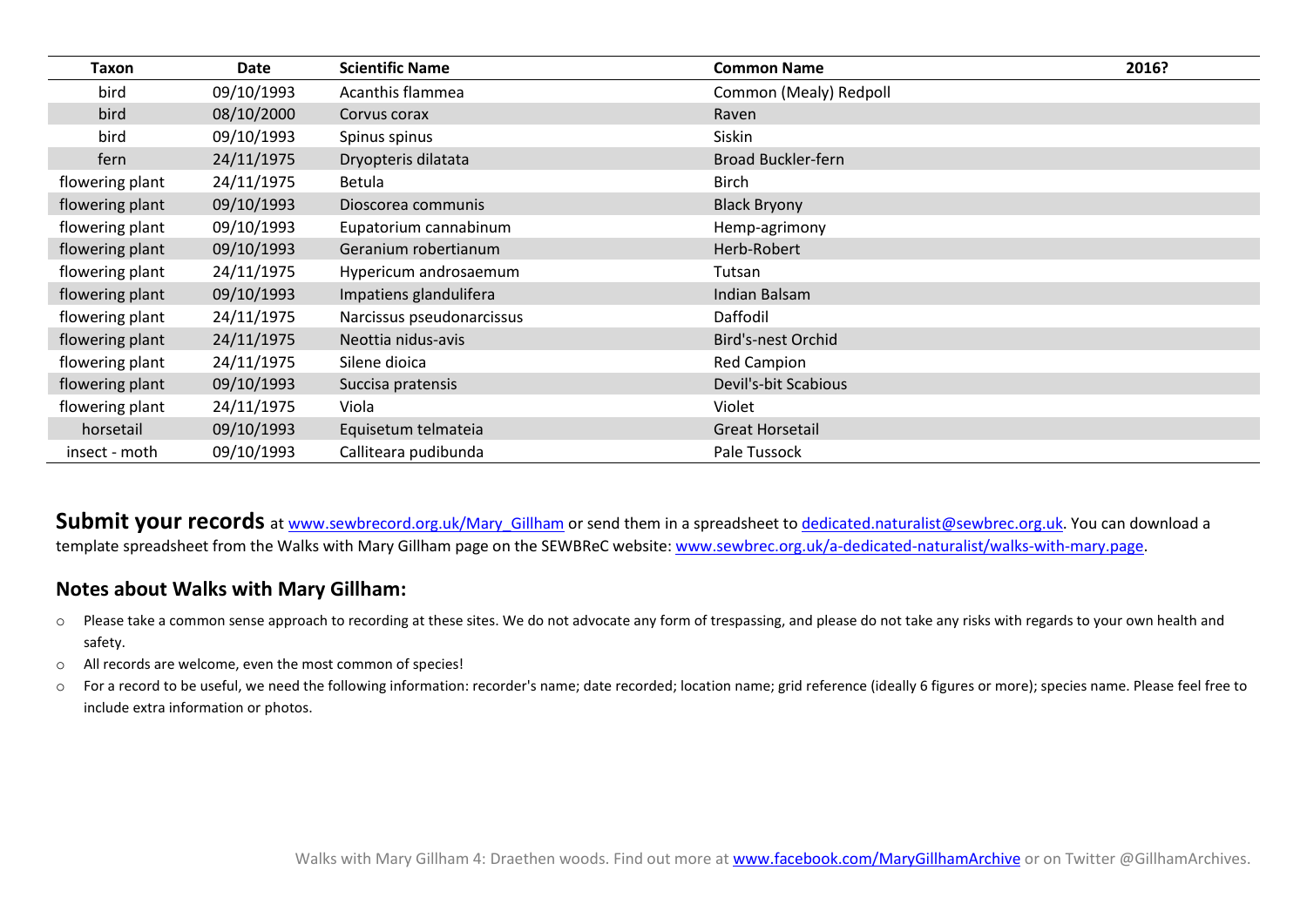| Taxon | Date | Scientific Name | Common Name | 2016? |
|---|---|---|---|---|
| bird | 09/10/1993 | Acanthis flammea | Common (Mealy) Redpoll | |
| bird | 08/10/2000 | Corvus corax | Raven | |
| bird | 09/10/1993 | Spinus spinus | Siskin | |
| fern | 24/11/1975 | Dryopteris dilatata | Broad Buckler-fern | |
| flowering plant | 24/11/1975 | Betula | Birch | |
| flowering plant | 09/10/1993 | Dioscorea communis | Black Bryony | |
| flowering plant | 09/10/1993 | Eupatorium cannabinum | Hemp-agrimony | |
| flowering plant | 09/10/1993 | Geranium robertianum | Herb-Robert | |
| flowering plant | 24/11/1975 | Hypericum androsaemum | Tutsan | |
| flowering plant | 09/10/1993 | Impatiens glandulifera | Indian Balsam | |
| flowering plant | 24/11/1975 | Narcissus pseudonarcissus | Daffodil | |
| flowering plant | 24/11/1975 | Neottia nidus-avis | Bird's-nest Orchid | |
| flowering plant | 24/11/1975 | Silene dioica | Red Campion | |
| flowering plant | 09/10/1993 | Succisa pratensis | Devil's-bit Scabious | |
| flowering plant | 24/11/1975 | Viola | Violet | |
| horsetail | 09/10/1993 | Equisetum telmateia | Great Horsetail | |
| insect - moth | 09/10/1993 | Calliteara pudibunda | Pale Tussock | |

**Submit your records** at www.sewbrecord.org.uk/Mary_Gillham or send them in a spreadsheet to dedicated.naturalist@sewbrec.org.uk. You can download a template spreadsheet from the Walks with Mary Gillham page on the SEWBReC website: www.sewbrec.org.uk/a-dedicated-naturalist/walks-with-mary.page.

## Notes about Walks with Mary Gillham:

- Please take a common sense approach to recording at these sites. We do not advocate any form of trespassing, and please do not take any risks with regards to your own health and safety.
- All records are welcome, even the most common of species!
- For a record to be useful, we need the following information: recorder's name; date recorded; location name; grid reference (ideally 6 figures or more); species name. Please feel free to include extra information or photos.